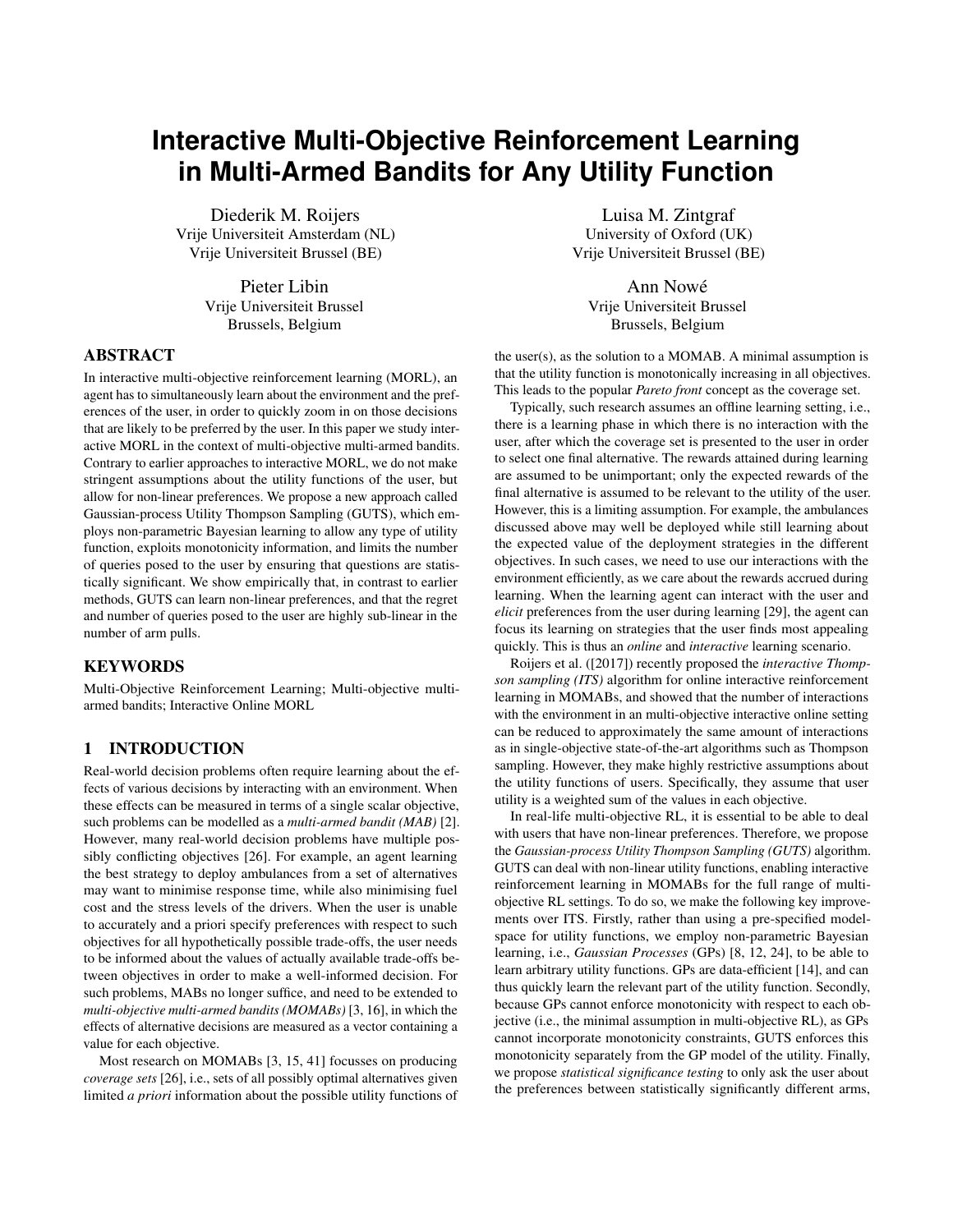// Interactive Multi-Objective Reinforcement Learning in Multi-Armed Bandits for Any Utility Function

Diederik M. Roijers
Vrije Universiteit Amsterdam (NL)
Vrije Universiteit Brussel (BE)

Luisa M. Zintgraf
University of Oxford (UK)
Vrije Universiteit Brussel (BE)

Pieter Libin
Vrije Universiteit Brussel
Brussels, Belgium

Ann Nowé
Vrije Universiteit Brussel
Brussels, Belgium

## ABSTRACT

In interactive multi-objective reinforcement learning (MORL), an agent has to simultaneously learn about the environment and the preferences of the user, in order to quickly zoom in on those decisions that are likely to be preferred by the user. In this paper we study interactive MORL in the context of multi-objective multi-armed bandits. Contrary to earlier approaches to interactive MORL, we do not make stringent assumptions about the utility functions of the user, but allow for non-linear preferences. We propose a new approach called Gaussian-process Utility Thompson Sampling (GUTS), which employs non-parametric Bayesian learning to allow any type of utility function, exploits monotonicity information, and limits the number of queries posed to the user by ensuring that questions are statistically significant. We show empirically that, in contrast to earlier methods, GUTS can learn non-linear preferences, and that the regret and number of queries posed to the user are highly sub-linear in the number of arm pulls.

## KEYWORDS

Multi-Objective Reinforcement Learning; Multi-objective multi-armed bandits; Interactive Online MORL

## 1 INTRODUCTION

Real-world decision problems often require learning about the effects of various decisions by interacting with an environment. When these effects can be measured in terms of a single scalar objective, such problems can be modelled as a *multi-armed bandit (MAB)* [2]. However, many real-world decision problems have multiple possibly conflicting objectives [26]. For example, an agent learning the best strategy to deploy ambulances from a set of alternatives may want to minimise response time, while also minimising fuel cost and the stress levels of the drivers. When the user is unable to accurately and a priori specify preferences with respect to such objectives for all hypothetically possible trade-offs, the user needs to be informed about the values of actually available trade-offs between objectives in order to make a well-informed decision. For such problems, MABs no longer suffice, and need to be extended to *multi-objective multi-armed bandits (MOMABs)* [3, 16], in which the effects of alternative decisions are measured as a vector containing a value for each objective.

Most research on MOMABs [3, 15, 41] focusses on producing *coverage sets* [26], i.e., sets of all possibly optimal alternatives given limited *a priori* information about the possible utility functions of the user(s), as the solution to a MOMAB. A minimal assumption is that the utility function is monotonically increasing in all objectives. This leads to the popular *Pareto front* concept as the coverage set.

Typically, such research assumes an offline learning setting, i.e., there is a learning phase in which there is no interaction with the user, after which the coverage set is presented to the user in order to select one final alternative. The rewards attained during learning are assumed to be unimportant; only the expected rewards of the final alternative is assumed to be relevant to the utility of the user. However, this is a limiting assumption. For example, the ambulances discussed above may well be deployed while still learning about the expected value of the deployment strategies in the different objectives. In such cases, we need to use our interactions with the environment efficiently, as we care about the rewards accrued during learning. When the learning agent can interact with the user and *elicit* preferences from the user during learning [29], the agent can focus its learning on strategies that the user finds most appealing quickly. This is thus an *online* and *interactive* learning scenario.

Roijers et al. ([2017]) recently proposed the *interactive Thompson sampling (ITS)* algorithm for online interactive reinforcement learning in MOMABs, and showed that the number of interactions with the environment in an multi-objective interactive online setting can be reduced to approximately the same amount of interactions as in single-objective state-of-the-art algorithms such as Thompson sampling. However, they make highly restrictive assumptions about the utility functions of users. Specifically, they assume that user utility is a weighted sum of the values in each objective.

In real-life multi-objective RL, it is essential to be able to deal with users that have non-linear preferences. Therefore, we propose the *Gaussian-process Utility Thompson Sampling (GUTS)* algorithm. GUTS can deal with non-linear utility functions, enabling interactive reinforcement learning in MOMABs for the full range of multi-objective RL settings. To do so, we make the following key improvements over ITS. Firstly, rather than using a pre-specified model-space for utility functions, we employ non-parametric Bayesian learning, i.e., *Gaussian Processes* (GPs) [8, 12, 24], to be able to learn arbitrary utility functions. GPs are data-efficient [14], and can thus quickly learn the relevant part of the utility function. Secondly, because GPs cannot enforce monotonicity with respect to each objective (i.e., the minimal assumption in multi-objective RL), as GPs cannot incorporate monotonicity constraints, GUTS enforces this monotonicity separately from the GP model of the utility. Finally, we propose *statistical significance testing* to only ask the user about the preferences between statistically significantly different arms,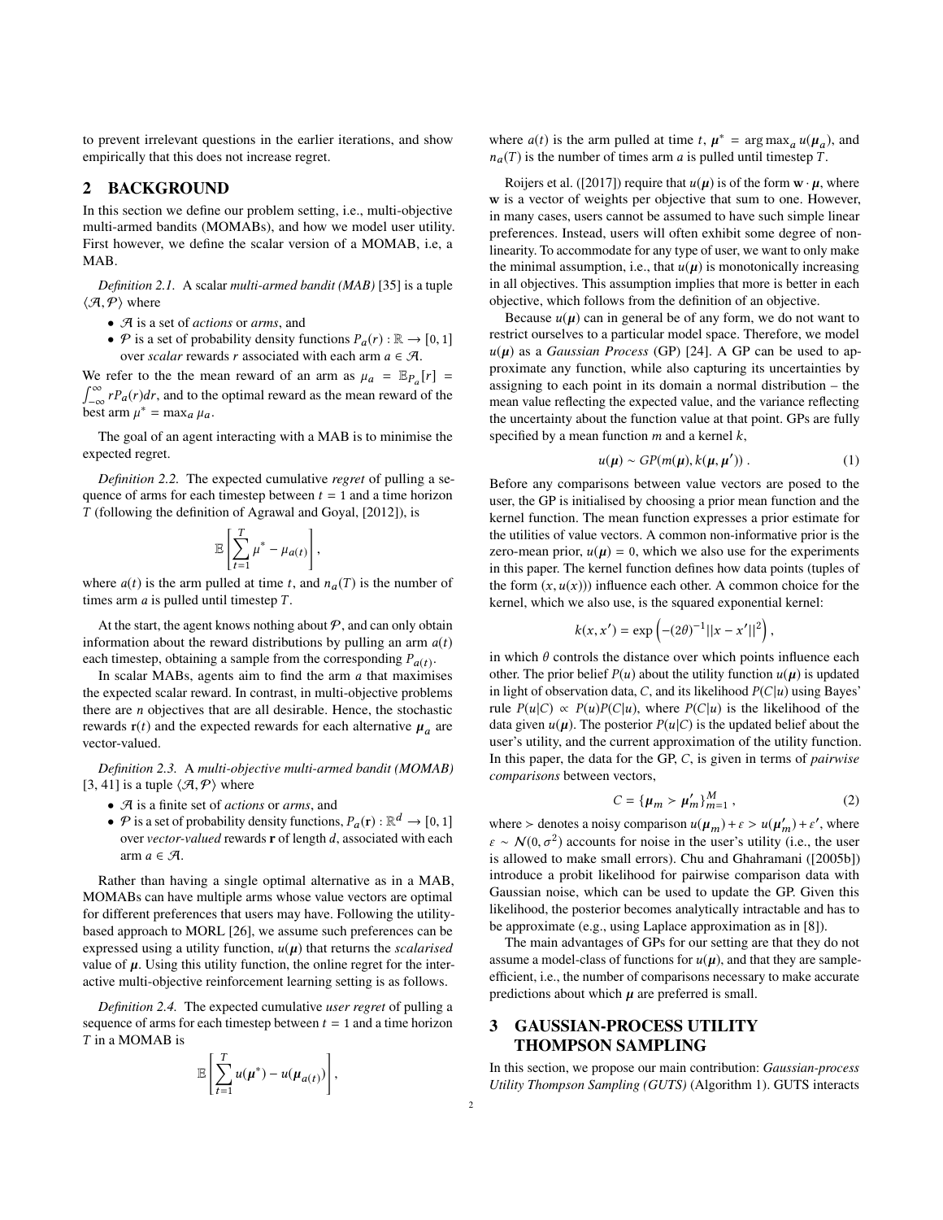to prevent irrelevant questions in the earlier iterations, and show empirically that this does not increase regret.

## 2 BACKGROUND

In this section we define our problem setting, i.e., multi-objective multi-armed bandits (MOMABs), and how we model user utility. First however, we define the scalar version of a MOMAB, i.e, a MAB.

*Definition 2.1.* A scalar *multi-armed bandit (MAB)* [35] is a tuple $\langle \mathcal{A}, \mathcal{P} \rangle$ where

- $\mathcal{A}$ is a set of *actions* or *arms*, and
- $\mathcal{P}$ is a set of probability density functions $P_a(r) : \mathbb{R} \to [0, 1]$ over *scalar* rewards $r$ associated with each arm $a \in \mathcal{A}$.

We refer to the the mean reward of an arm as $\mu_a = \mathbb{E}_{P_a}[r] = \int_{-\infty}^{\infty} r P_a(r) dr$, and to the optimal reward as the mean reward of the best arm $\mu^* = \max_a \mu_a$.

The goal of an agent interacting with a MAB is to minimise the expected regret.

*Definition 2.2.* The expected cumulative *regret* of pulling a sequence of arms for each timestep between $t = 1$ and a time horizon $T$ (following the definition of Agrawal and Goyal, [2012]), is

$$\mathbb{E}\left[\sum_{t=1}^{T} \mu^* - \mu_{a(t)}\right],$$

where $a(t)$ is the arm pulled at time $t$, and $n_a(T)$ is the number of times arm $a$ is pulled until timestep $T$.

At the start, the agent knows nothing about $\mathcal{P}$, and can only obtain information about the reward distributions by pulling an arm $a(t)$ each timestep, obtaining a sample from the corresponding $P_{a(t)}$.

In scalar MABs, agents aim to find the arm $a$ that maximises the expected scalar reward. In contrast, in multi-objective problems there are $n$ objectives that are all desirable. Hence, the stochastic rewards $\mathbf{r}(t)$ and the expected rewards for each alternative $\boldsymbol{\mu}_a$ are vector-valued.

*Definition 2.3.* A *multi-objective multi-armed bandit (MOMAB)* [3, 41] is a tuple $\langle \mathcal{A}, \mathcal{P} \rangle$ where

- $\mathcal{A}$ is a finite set of *actions* or *arms*, and
- $\mathcal{P}$ is a set of probability density functions, $P_a(\mathbf{r}) : \mathbb{R}^d \to [0, 1]$ over *vector-valued* rewards $\mathbf{r}$ of length $d$, associated with each arm $a \in \mathcal{A}$.

Rather than having a single optimal alternative as in a MAB, MOMABs can have multiple arms whose value vectors are optimal for different preferences that users may have. Following the utility-based approach to MORL [26], we assume such preferences can be expressed using a utility function, $u(\boldsymbol{\mu})$ that returns the *scalarised* value of $\boldsymbol{\mu}$. Using this utility function, the online regret for the interactive multi-objective reinforcement learning setting is as follows.

*Definition 2.4.* The expected cumulative *user regret* of pulling a sequence of arms for each timestep between $t = 1$ and a time horizon $T$ in a MOMAB is

$$\mathbb{E}\left[\sum_{t=1}^{T} u(\boldsymbol{\mu}^*) - u(\boldsymbol{\mu}_{a(t)})\right],$$

where $a(t)$ is the arm pulled at time $t$, $\boldsymbol{\mu}^* = \arg\max_a u(\boldsymbol{\mu}_a)$, and $n_a(T)$ is the number of times arm $a$ is pulled until timestep $T$.

Roijers et al. ([2017]) require that $u(\boldsymbol{\mu})$ is of the form $\mathbf{w} \cdot \boldsymbol{\mu}$, where $\mathbf{w}$ is a vector of weights per objective that sum to one. However, in many cases, users cannot be assumed to have such simple linear preferences. Instead, users will often exhibit some degree of non-linearity. To accommodate for any type of user, we want to only make the minimal assumption, i.e., that $u(\boldsymbol{\mu})$ is monotonically increasing in all objectives. This assumption implies that more is better in each objective, which follows from the definition of an objective.

Because $u(\boldsymbol{\mu})$ can in general be of any form, we do not want to restrict ourselves to a particular model space. Therefore, we model $u(\boldsymbol{\mu})$ as a *Gaussian Process* (GP) [24]. A GP can be used to approximate any function, while also capturing its uncertainties by assigning to each point in its domain a normal distribution – the mean value reflecting the expected value, and the variance reflecting the uncertainty about the function value at that point. GPs are fully specified by a mean function $m$ and a kernel $k$,

$$u(\boldsymbol{\mu}) \sim GP(m(\boldsymbol{\mu}), k(\boldsymbol{\mu}, \boldsymbol{\mu}')) . \tag{1}$$

Before any comparisons between value vectors are posed to the user, the GP is initialised by choosing a prior mean function and the kernel function. The mean function expresses a prior estimate for the utilities of value vectors. A common non-informative prior is the zero-mean prior, $u(\boldsymbol{\mu}) = 0$, which we also use for the experiments in this paper. The kernel function defines how data points (tuples of the form $(x, u(x))$) influence each other. A common choice for the kernel, which we also use, is the squared exponential kernel:

$$k(x, x') = \exp\left(-(2\theta)^{-1} ||x - x'||^2\right),$$

in which $\theta$ controls the distance over which points influence each other. The prior belief $P(u)$ about the utility function $u(\boldsymbol{\mu})$ is updated in light of observation data, $C$, and its likelihood $P(C|u)$ using Bayes' rule $P(u|C) \propto P(u)P(C|u)$, where $P(C|u)$ is the likelihood of the data given $u(\boldsymbol{\mu})$. The posterior $P(u|C)$ is the updated belief about the user's utility, and the current approximation of the utility function. In this paper, the data for the GP, $C$, is given in terms of *pairwise comparisons* between vectors,

$$C = \{\boldsymbol{\mu}_m \succ \boldsymbol{\mu}'_m\}_{m=1}^{M} , \tag{2}$$

where $\succ$ denotes a noisy comparison $u(\boldsymbol{\mu}_m) + \varepsilon > u(\boldsymbol{\mu}'_m) + \varepsilon'$, where $\varepsilon \sim \mathcal{N}(0, \sigma^2)$ accounts for noise in the user's utility (i.e., the user is allowed to make small errors). Chu and Ghahramani ([2005b]) introduce a probit likelihood for pairwise comparison data with Gaussian noise, which can be used to update the GP. Given this likelihood, the posterior becomes analytically intractable and has to be approximate (e.g., using Laplace approximation as in [8]).

The main advantages of GPs for our setting are that they do not assume a model-class of functions for $u(\boldsymbol{\mu})$, and that they are sample-efficient, i.e., the number of comparisons necessary to make accurate predictions about which $\boldsymbol{\mu}$ are preferred is small.

## 3 GAUSSIAN-PROCESS UTILITY THOMPSON SAMPLING

In this section, we propose our main contribution: *Gaussian-process Utility Thompson Sampling (GUTS)* (Algorithm 1). GUTS interacts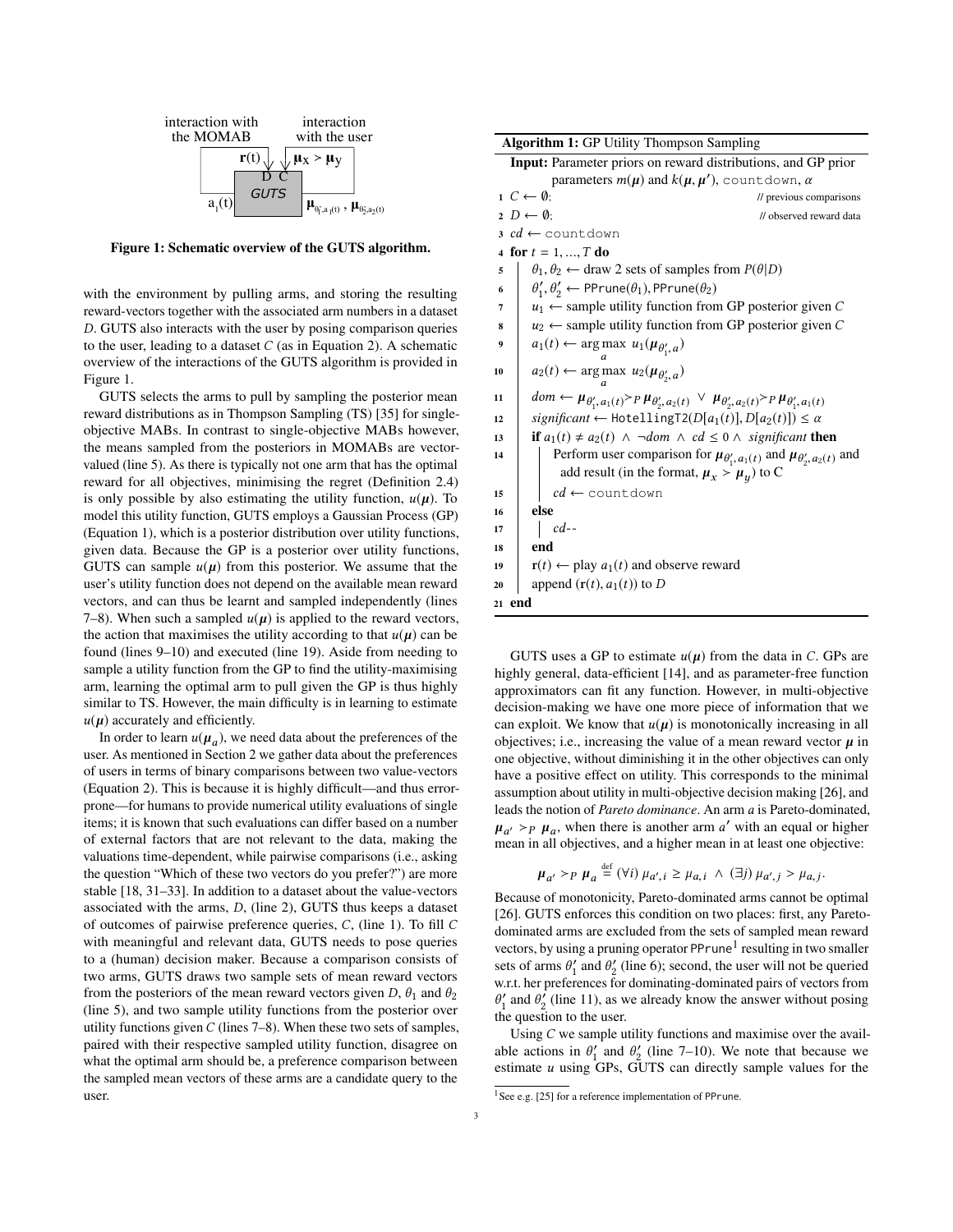interaction with the MOMAB — interaction with the user

$\mathbf{r}(t)$ — $\boldsymbol{\mu}_x \succ \boldsymbol{\mu}_y$

D C

GUTS

$a_1(t)$ — $\boldsymbol{\mu}_{\theta_1', a_1(t)}, \boldsymbol{\mu}_{\theta_2', a_2(t)}$

**Figure 1: Schematic overview of the GUTS algorithm.**

with the environment by pulling arms, and storing the resulting reward-vectors together with the associated arm numbers in a dataset $D$. GUTS also interacts with the user by posing comparison queries to the user, leading to a dataset $C$ (as in Equation 2). A schematic overview of the interactions of the GUTS algorithm is provided in Figure 1.

GUTS selects the arms to pull by sampling the posterior mean reward distributions as in Thompson Sampling (TS) [35] for single-objective MABs. In contrast to single-objective MABs however, the means sampled from the posteriors in MOMABs are vector-valued (line 5). As there is typically not one arm that has the optimal reward for all objectives, minimising the regret (Definition 2.4) is only possible by also estimating the utility function, $u(\boldsymbol{\mu})$. To model this utility function, GUTS employs a Gaussian Process (GP) (Equation 1), which is a posterior distribution over utility functions, given data. Because the GP is a posterior over utility functions, GUTS can sample $u(\boldsymbol{\mu})$ from this posterior. We assume that the user's utility function does not depend on the available mean reward vectors, and can thus be learnt and sampled independently (lines 7–8). When such a sampled $u(\boldsymbol{\mu})$ is applied to the reward vectors, the action that maximises the utility according to that $u(\boldsymbol{\mu})$ can be found (lines 9–10) and executed (line 19). Aside from needing to sample a utility function from the GP to find the utility-maximising arm, learning the optimal arm to pull given the GP is thus highly similar to TS. However, the main difficulty is in learning to estimate $u(\boldsymbol{\mu})$ accurately and efficiently.

In order to learn $u(\boldsymbol{\mu}_a)$, we need data about the preferences of the user. As mentioned in Section 2 we gather data about the preferences of users in terms of binary comparisons between two value-vectors (Equation 2). This is because it is highly difficult—and thus error-prone—for humans to provide numerical utility evaluations of single items; it is known that such evaluations can differ based on a number of external factors that are not relevant to the data, making the valuations time-dependent, while pairwise comparisons (i.e., asking the question "Which of these two vectors do you prefer?") are more stable [18, 31–33]. In addition to a dataset about the value-vectors associated with the arms, $D$, (line 2), GUTS thus keeps a dataset of outcomes of pairwise preference queries, $C$, (line 1). To fill $C$ with meaningful and relevant data, GUTS needs to pose queries to a (human) decision maker. Because a comparison consists of two arms, GUTS draws two sample sets of mean reward vectors from the posteriors of the mean reward vectors given $D$, $\theta_1$ and $\theta_2$ (line 5), and two sample utility functions from the posterior over utility functions given $C$ (lines 7–8). When these two sets of samples, paired with their respective sampled utility function, disagree on what the optimal arm should be, a preference comparison between the sampled mean vectors of these arms are a candidate query to the user.

**Algorithm 1:** GP Utility Thompson Sampling

```
Input: Parameter priors on reward distributions, and GP prior
       parameters m(μ) and k(μ, μ'), countdown, α
1  C ← ∅;                                          // previous comparisons
2  D ← ∅;                                          // observed reward data
3  cd ← countdown
4  for t = 1, ..., T do
5      θ1, θ2 ← draw 2 sets of samples from P(θ|D)
6      θ'1, θ'2 ← PPrune(θ1), PPrune(θ2)
7      u1 ← sample utility function from GP posterior given C
8      u2 ← sample utility function from GP posterior given C
9      a1(t) ← argmax_a u1(μ_{θ'1,a})
10     a2(t) ← argmax_a u2(μ_{θ'2,a})
11     dom ← μ_{θ'1,a1(t)} ≻P μ_{θ'2,a2(t)} ∨ μ_{θ'2,a2(t)} ≻P μ_{θ'1,a1(t)}
12     significant ← HotellingT2(D[a1(t)], D[a2(t)]) ≤ α
13     if a1(t) ≠ a2(t) ∧ ¬dom ∧ cd ≤ 0 ∧ significant then
14         Perform user comparison for μ_{θ'1,a1(t)} and μ_{θ'2,a2(t)} and
           add result (in the format, μ_x ≻ μ_y) to C
15         cd ← countdown
16     else
17         cd--
18     end
19     r(t) ← play a1(t) and observe reward
20     append (r(t), a1(t)) to D
21 end
```

GUTS uses a GP to estimate $u(\boldsymbol{\mu})$ from the data in $C$. GPs are highly general, data-efficient [14], and as parameter-free function approximators can fit any function. However, in multi-objective decision-making we have one more piece of information that we can exploit. We know that $u(\boldsymbol{\mu})$ is monotonically increasing in all objectives; i.e., increasing the value of a mean reward vector $\boldsymbol{\mu}$ in one objective, without diminishing it in the other objectives can only have a positive effect on utility. This corresponds to the minimal assumption about utility in multi-objective decision making [26], and leads the notion of *Pareto dominance*. An arm $a$ is Pareto-dominated, $\boldsymbol{\mu}_{a'} \succ_P \boldsymbol{\mu}_a$, when there is another arm $a'$ with an equal or higher mean in all objectives, and a higher mean in at least one objective:

$$\boldsymbol{\mu}_{a'} \succ_P \boldsymbol{\mu}_a \stackrel{\text{def}}{=} (\forall i)\ \mu_{a',i} \geq \mu_{a,i} \ \wedge\ (\exists j)\ \mu_{a',j} > \mu_{a,j}.$$

Because of monotonicity, Pareto-dominated arms cannot be optimal [26]. GUTS enforces this condition on two places: first, any Pareto-dominated arms are excluded from the sets of sampled mean reward vectors, by using a pruning operator PPrune[1] resulting in two smaller sets of arms $\theta'_1$ and $\theta'_2$ (line 6); second, the user will not be queried w.r.t. her preferences for dominating-dominated pairs of vectors from $\theta'_1$ and $\theta'_2$ (line 11), as we already know the answer without posing the question to the user.

Using $C$ we sample utility functions and maximise over the available actions in $\theta'_1$ and $\theta'_2$ (line 7–10). We note that because we estimate $u$ using GPs, GUTS can directly sample values for the

[1] See e.g. [25] for a reference implementation of PPrune.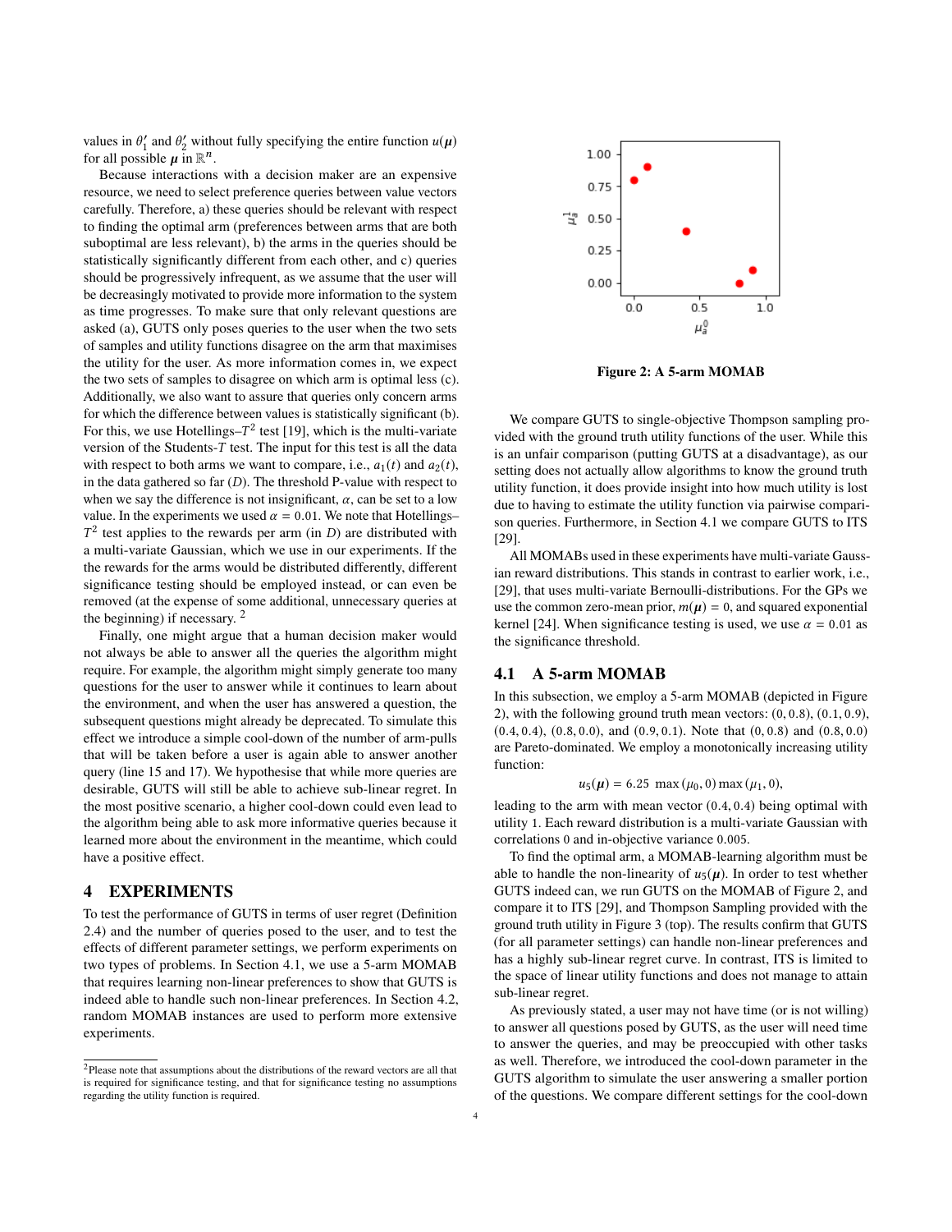values in $\theta'_1$ and $\theta'_2$ without fully specifying the entire function $u(\boldsymbol{\mu})$ for all possible $\boldsymbol{\mu}$ in $\mathbb{R}^n$.

Because interactions with a decision maker are an expensive resource, we need to select preference queries between value vectors carefully. Therefore, a) these queries should be relevant with respect to finding the optimal arm (preferences between arms that are both suboptimal are less relevant), b) the arms in the queries should be statistically significantly different from each other, and c) queries should be progressively infrequent, as we assume that the user will be decreasingly motivated to provide more information to the system as time progresses. To make sure that only relevant questions are asked (a), GUTS only poses queries to the user when the two sets of samples and utility functions disagree on the arm that maximises the utility for the user. As more information comes in, we expect the two sets of samples to disagree on which arm is optimal less (c). Additionally, we also want to assure that queries only concern arms for which the difference between values is statistically significant (b). For this, we use Hotellings–$T^2$ test [19], which is the multi-variate version of the Students-$T$ test. The input for this test is all the data with respect to both arms we want to compare, i.e., $a_1(t)$ and $a_2(t)$, in the data gathered so far ($D$). The threshold P-value with respect to when we say the difference is not insignificant, $\alpha$, can be set to a low value. In the experiments we used $\alpha = 0.01$. We note that Hotellings–$T^2$ test applies to the rewards per arm (in $D$) are distributed with a multi-variate Gaussian, which we use in our experiments. If the the rewards for the arms would be distributed differently, different significance testing should be employed instead, or can even be removed (at the expense of some additional, unnecessary queries at the beginning) if necessary. [2]

Finally, one might argue that a human decision maker would not always be able to answer all the queries the algorithm might require. For example, the algorithm might simply generate too many questions for the user to answer while it continues to learn about the environment, and when the user has answered a question, the subsequent questions might already be deprecated. To simulate this effect we introduce a simple cool-down of the number of arm-pulls that will be taken before a user is again able to answer another query (line 15 and 17). We hypothesise that while more queries are desirable, GUTS will still be able to achieve sub-linear regret. In the most positive scenario, a higher cool-down could even lead to the algorithm being able to ask more informative queries because it learned more about the environment in the meantime, which could have a positive effect.

## 4 EXPERIMENTS

To test the performance of GUTS in terms of user regret (Definition 2.4) and the number of queries posed to the user, and to test the effects of different parameter settings, we perform experiments on two types of problems. In Section 4.1, we use a 5-arm MOMAB that requires learning non-linear preferences to show that GUTS is indeed able to handle such non-linear preferences. In Section 4.2, random MOMAB instances are used to perform more extensive experiments.

[2] Please note that assumptions about the distributions of the reward vectors are all that is required for significance testing, and that for significance testing no assumptions regarding the utility function is required.

**Figure 2: A 5-arm MOMAB**

We compare GUTS to single-objective Thompson sampling provided with the ground truth utility functions of the user. While this is an unfair comparison (putting GUTS at a disadvantage), as our setting does not actually allow algorithms to know the ground truth utility function, it does provide insight into how much utility is lost due to having to estimate the utility function via pairwise comparison queries. Furthermore, in Section 4.1 we compare GUTS to ITS [29].

All MOMABs used in these experiments have multi-variate Gaussian reward distributions. This stands in contrast to earlier work, i.e., [29], that uses multi-variate Bernoulli-distributions. For the GPs we use the common zero-mean prior, $m(\boldsymbol{\mu}) = 0$, and squared exponential kernel [24]. When significance testing is used, we use $\alpha = 0.01$ as the significance threshold.

### 4.1 A 5-arm MOMAB

In this subsection, we employ a 5-arm MOMAB (depicted in Figure 2), with the following ground truth mean vectors: $(0, 0.8)$, $(0.1, 0.9)$, $(0.4, 0.4)$, $(0.8, 0.0)$, and $(0.9, 0.1)$. Note that $(0, 0.8)$ and $(0.8, 0.0)$ are Pareto-dominated. We employ a monotonically increasing utility function:

$$u_5(\boldsymbol{\mu}) = 6.25 \ \max(\mu_0, 0) \max(\mu_1, 0),$$

leading to the arm with mean vector $(0.4, 0.4)$ being optimal with utility 1. Each reward distribution is a multi-variate Gaussian with correlations 0 and in-objective variance 0.005.

To find the optimal arm, a MOMAB-learning algorithm must be able to handle the non-linearity of $u_5(\boldsymbol{\mu})$. In order to test whether GUTS indeed can, we run GUTS on the MOMAB of Figure 2, and compare it to ITS [29], and Thompson Sampling provided with the ground truth utility in Figure 3 (top). The results confirm that GUTS (for all parameter settings) can handle non-linear preferences and has a highly sub-linear regret curve. In contrast, ITS is limited to the space of linear utility functions and does not manage to attain sub-linear regret.

As previously stated, a user may not have time (or is not willing) to answer all questions posed by GUTS, as the user will need time to answer the queries, and may be preoccupied with other tasks as well. Therefore, we introduced the cool-down parameter in the GUTS algorithm to simulate the user answering a smaller portion of the questions. We compare different settings for the cool-down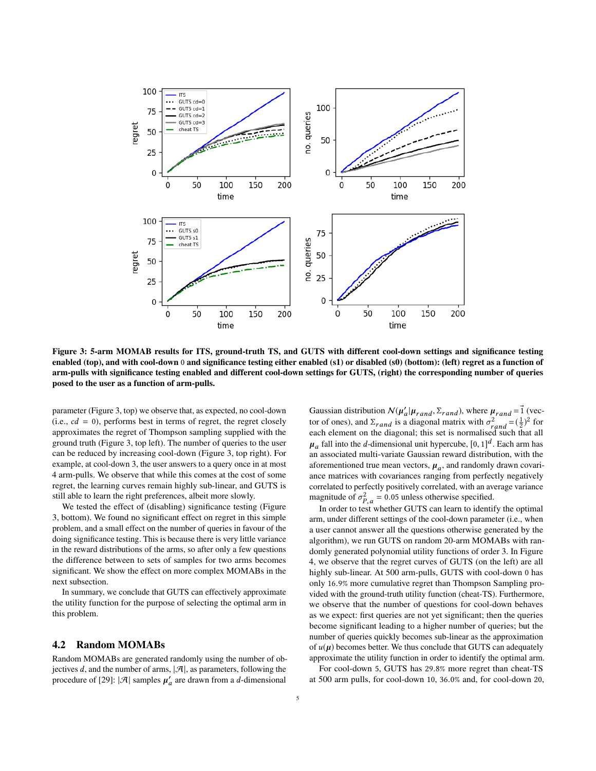Figure 3: 5-arm MOMAB results for ITS, ground-truth TS, and GUTS with different cool-down settings and significance testing enabled (top), and with cool-down 0 and significance testing either enabled (s1) or disabled (s0) (bottom): (left) regret as a function of arm-pulls with significance testing enabled and different cool-down settings for GUTS, (right) the corresponding number of queries posed to the user as a function of arm-pulls.

parameter (Figure 3, top) we observe that, as expected, no cool-down (i.e., $cd = 0$), performs best in terms of regret, the regret closely approximates the regret of Thompson sampling supplied with the ground truth (Figure 3, top left). The number of queries to the user can be reduced by increasing cool-down (Figure 3, top right). For example, at cool-down 3, the user answers to a query once in at most 4 arm-pulls. We observe that while this comes at the cost of some regret, the learning curves remain highly sub-linear, and GUTS is still able to learn the right preferences, albeit more slowly.

We tested the effect of (disabling) significance testing (Figure 3, bottom). We found no significant effect on regret in this simple problem, and a small effect on the number of queries in favour of the doing significance testing. This is because there is very little variance in the reward distributions of the arms, so after only a few questions the difference between to sets of samples for two arms becomes significant. We show the effect on more complex MOMABs in the next subsection.

In summary, we conclude that GUTS can effectively approximate the utility function for the purpose of selecting the optimal arm in this problem.

## 4.2 Random MOMABs

Random MOMABs are generated randomly using the number of objectives $d$, and the number of arms, $|\mathcal{A}|$, as parameters, following the procedure of [29]: $|\mathcal{A}|$ samples $\boldsymbol{\mu}'_a$ are drawn from a $d$-dimensional Gaussian distribution $\mathcal{N}(\boldsymbol{\mu}'_a|\boldsymbol{\mu}_{rand}, \Sigma_{rand})$, where $\boldsymbol{\mu}_{rand} = \vec{1}$ (vector of ones), and $\Sigma_{rand}$ is a diagonal matrix with $\sigma^2_{rand} = (\frac{1}{2})^2$ for each element on the diagonal; this set is normalised such that all $\boldsymbol{\mu}_a$ fall into the $d$-dimensional unit hypercube, $[0, 1]^d$. Each arm has an associated multi-variate Gaussian reward distribution, with the aforementioned true mean vectors, $\boldsymbol{\mu}_a$, and randomly drawn covariance matrices with covariances ranging from perfectly negatively correlated to perfectly positively correlated, with an average variance magnitude of $\sigma^2_{P,a} = 0.05$ unless otherwise specified.

In order to test whether GUTS can learn to identify the optimal arm, under different settings of the cool-down parameter (i.e., when a user cannot answer all the questions otherwise generated by the algorithm), we run GUTS on random 20-arm MOMABs with randomly generated polynomial utility functions of order 3. In Figure 4, we observe that the regret curves of GUTS (on the left) are all highly sub-linear. At 500 arm-pulls, GUTS with cool-down 0 has only 16.9% more cumulative regret than Thompson Sampling provided with the ground-truth utility function (cheat-TS). Furthermore, we observe that the number of questions for cool-down behaves as we expect: first queries are not yet significant; then the queries become significant leading to a higher number of queries; but the number of queries quickly becomes sub-linear as the approximation of $u(\boldsymbol{\mu})$ becomes better. We thus conclude that GUTS can adequately approximate the utility function in order to identify the optimal arm.

For cool-down 5, GUTS has 29.8% more regret than cheat-TS at 500 arm pulls, for cool-down 10, 36.0% and, for cool-down 20,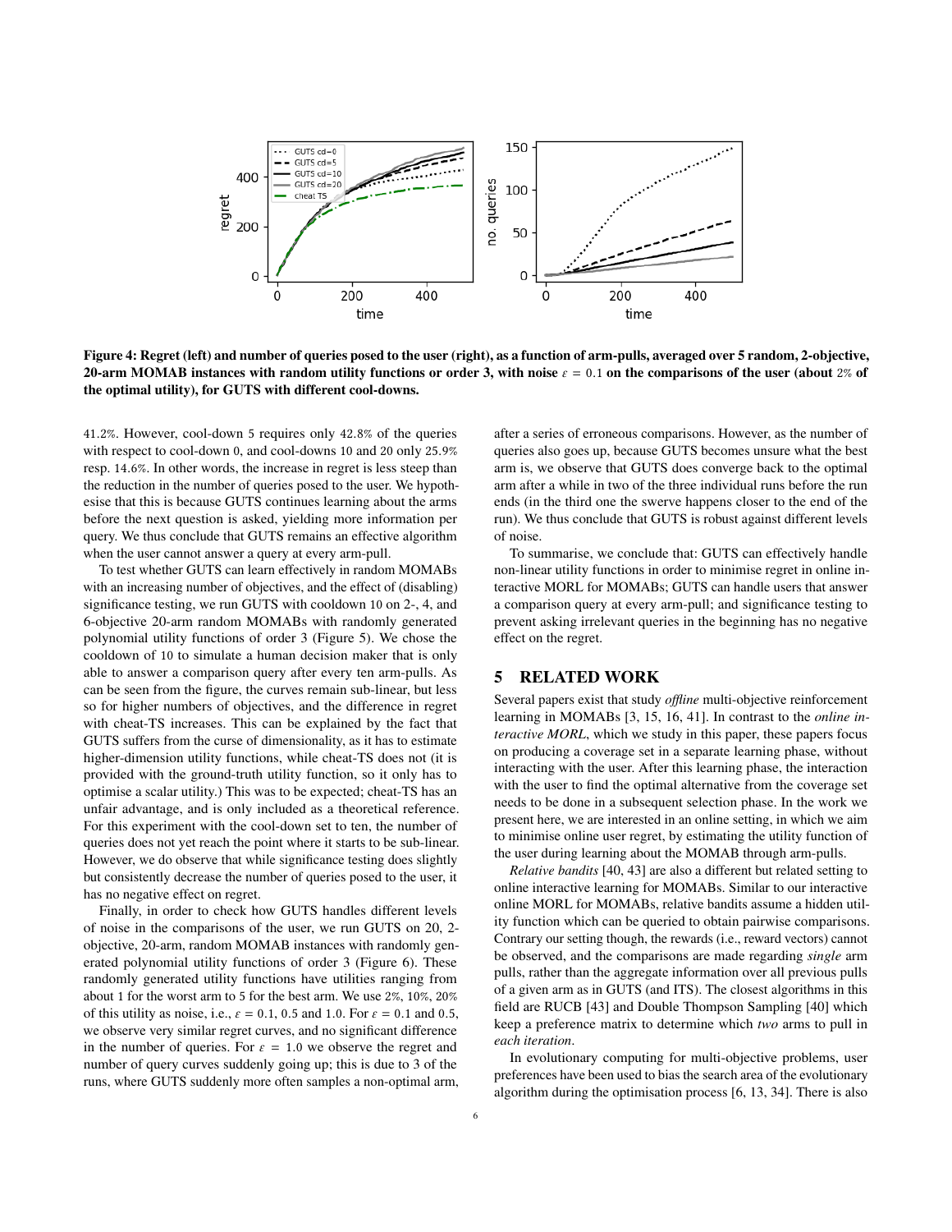Figure 4: Regret (left) and number of queries posed to the user (right), as a function of arm-pulls, averaged over 5 random, 2-objective, 20-arm MOMAB instances with random utility functions or order 3, with noise $\varepsilon = 0.1$ on the comparisons of the user (about 2% of the optimal utility), for GUTS with different cool-downs.

41.2%. However, cool-down 5 requires only 42.8% of the queries with respect to cool-down 0, and cool-downs 10 and 20 only 25.9% resp. 14.6%. In other words, the increase in regret is less steep than the reduction in the number of queries posed to the user. We hypothesise that this is because GUTS continues learning about the arms before the next question is asked, yielding more information per query. We thus conclude that GUTS remains an effective algorithm when the user cannot answer a query at every arm-pull.

To test whether GUTS can learn effectively in random MOMABs with an increasing number of objectives, and the effect of (disabling) significance testing, we run GUTS with cooldown 10 on 2-, 4, and 6-objective 20-arm random MOMABs with randomly generated polynomial utility functions of order 3 (Figure 5). We chose the cooldown of 10 to simulate a human decision maker that is only able to answer a comparison query after every ten arm-pulls. As can be seen from the figure, the curves remain sub-linear, but less so for higher numbers of objectives, and the difference in regret with cheat-TS increases. This can be explained by the fact that GUTS suffers from the curse of dimensionality, as it has to estimate higher-dimension utility functions, while cheat-TS does not (it is provided with the ground-truth utility function, so it only has to optimise a scalar utility.) This was to be expected; cheat-TS has an unfair advantage, and is only included as a theoretical reference. For this experiment with the cool-down set to ten, the number of queries does not yet reach the point where it starts to be sub-linear. However, we do observe that while significance testing does slightly but consistently decrease the number of queries posed to the user, it has no negative effect on regret.

Finally, in order to check how GUTS handles different levels of noise in the comparisons of the user, we run GUTS on 20, 2-objective, 20-arm, random MOMAB instances with randomly generated polynomial utility functions of order 3 (Figure 6). These randomly generated utility functions have utilities ranging from about 1 for the worst arm to 5 for the best arm. We use 2%, 10%, 20% of this utility as noise, i.e., $\varepsilon = 0.1$, 0.5 and 1.0. For $\varepsilon = 0.1$ and 0.5, we observe very similar regret curves, and no significant difference in the number of queries. For $\varepsilon = 1.0$ we observe the regret and number of query curves suddenly going up; this is due to 3 of the runs, where GUTS suddenly more often samples a non-optimal arm, after a series of erroneous comparisons. However, as the number of queries also goes up, because GUTS becomes unsure what the best arm is, we observe that GUTS does converge back to the optimal arm after a while in two of the three individual runs before the run ends (in the third one the swerve happens closer to the end of the run). We thus conclude that GUTS is robust against different levels of noise.

To summarise, we conclude that: GUTS can effectively handle non-linear utility functions in order to minimise regret in online interactive MORL for MOMABs; GUTS can handle users that answer a comparison query at every arm-pull; and significance testing to prevent asking irrelevant queries in the beginning has no negative effect on the regret.

## 5 RELATED WORK

Several papers exist that study *offline* multi-objective reinforcement learning in MOMABs [3, 15, 16, 41]. In contrast to the *online interactive MORL*, which we study in this paper, these papers focus on producing a coverage set in a separate learning phase, without interacting with the user. After this learning phase, the interaction with the user to find the optimal alternative from the coverage set needs to be done in a subsequent selection phase. In the work we present here, we are interested in an online setting, in which we aim to minimise online user regret, by estimating the utility function of the user during learning about the MOMAB through arm-pulls.

*Relative bandits* [40, 43] are also a different but related setting to online interactive learning for MOMABs. Similar to our interactive online MORL for MOMABs, relative bandits assume a hidden utility function which can be queried to obtain pairwise comparisons. Contrary our setting though, the rewards (i.e., reward vectors) cannot be observed, and the comparisons are made regarding *single* arm pulls, rather than the aggregate information over all previous pulls of a given arm as in GUTS (and ITS). The closest algorithms in this field are RUCB [43] and Double Thompson Sampling [40] which keep a preference matrix to determine which *two* arms to pull in *each iteration*.

In evolutionary computing for multi-objective problems, user preferences have been used to bias the search area of the evolutionary algorithm during the optimisation process [6, 13, 34]. There is also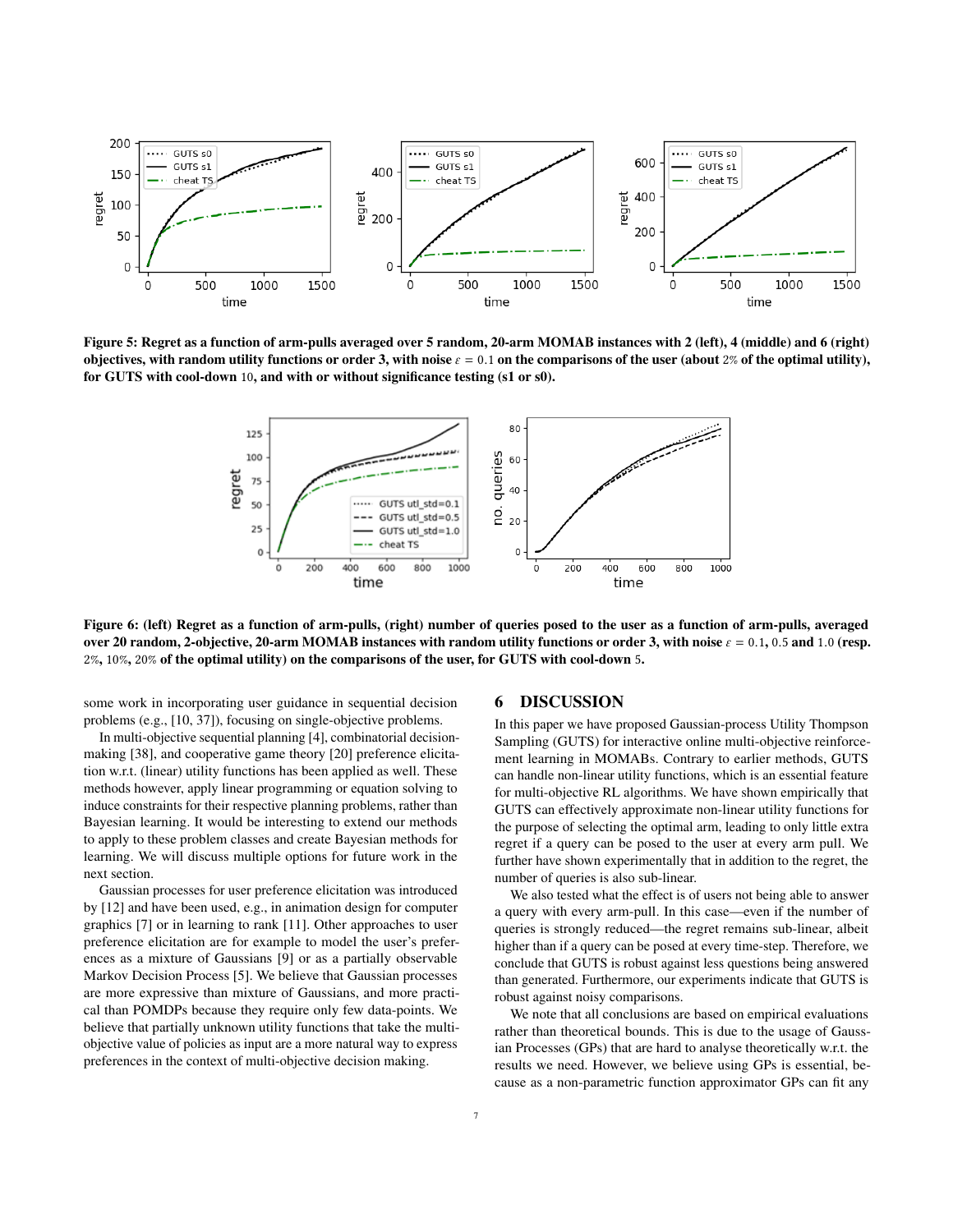**Figure 5: Regret as a function of arm-pulls averaged over 5 random, 20-arm MOMAB instances with 2 (left), 4 (middle) and 6 (right) objectives, with random utility functions or order 3, with noise $\varepsilon = 0.1$ on the comparisons of the user (about 2% of the optimal utility), for GUTS with cool-down 10, and with or without significance testing (s1 or s0).**

**Figure 6: (left) Regret as a function of arm-pulls, (right) number of queries posed to the user as a function of arm-pulls, averaged over 20 random, 2-objective, 20-arm MOMAB instances with random utility functions or order 3, with noise $\varepsilon = 0.1$, 0.5 and 1.0 (resp. 2%, 10%, 20% of the optimal utility) on the comparisons of the user, for GUTS with cool-down 5.**

some work in incorporating user guidance in sequential decision problems (e.g., [10, 37]), focusing on single-objective problems.

In multi-objective sequential planning [4], combinatorial decision-making [38], and cooperative game theory [20] preference elicitation w.r.t. (linear) utility functions has been applied as well. These methods however, apply linear programming or equation solving to induce constraints for their respective planning problems, rather than Bayesian learning. It would be interesting to extend our methods to apply to these problem classes and create Bayesian methods for learning. We will discuss multiple options for future work in the next section.

Gaussian processes for user preference elicitation was introduced by [12] and have been used, e.g., in animation design for computer graphics [7] or in learning to rank [11]. Other approaches to user preference elicitation are for example to model the user's preferences as a mixture of Gaussians [9] or as a partially observable Markov Decision Process [5]. We believe that Gaussian processes are more expressive than mixture of Gaussians, and more practical than POMDPs because they require only few data-points. We believe that partially unknown utility functions that take the multi-objective value of policies as input are a more natural way to express preferences in the context of multi-objective decision making.

## 6 DISCUSSION

In this paper we have proposed Gaussian-process Utility Thompson Sampling (GUTS) for interactive online multi-objective reinforcement learning in MOMABs. Contrary to earlier methods, GUTS can handle non-linear utility functions, which is an essential feature for multi-objective RL algorithms. We have shown empirically that GUTS can effectively approximate non-linear utility functions for the purpose of selecting the optimal arm, leading to only little extra regret if a query can be posed to the user at every arm pull. We further have shown experimentally that in addition to the regret, the number of queries is also sub-linear.

We also tested what the effect is of users not being able to answer a query with every arm-pull. In this case—even if the number of queries is strongly reduced—the regret remains sub-linear, albeit higher than if a query can be posed at every time-step. Therefore, we conclude that GUTS is robust against less questions being answered than generated. Furthermore, our experiments indicate that GUTS is robust against noisy comparisons.

We note that all conclusions are based on empirical evaluations rather than theoretical bounds. This is due to the usage of Gaussian Processes (GPs) that are hard to analyse theoretically w.r.t. the results we need. However, we believe using GPs is essential, because as a non-parametric function approximator GPs can fit any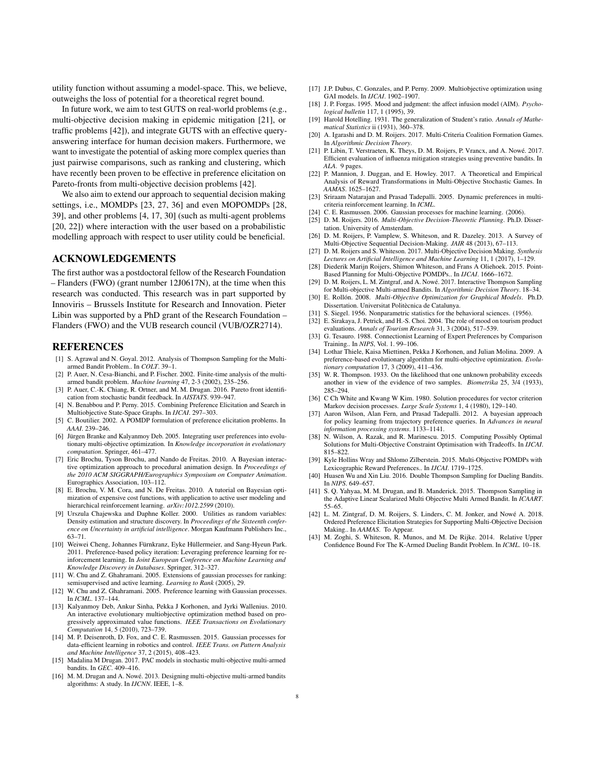utility function without assuming a model-space. This, we believe, outweighs the loss of potential for a theoretical regret bound.

In future work, we aim to test GUTS on real-world problems (e.g., multi-objective decision making in epidemic mitigation [21], or traffic problems [42]), and integrate GUTS with an effective query-answering interface for human decision makers. Furthermore, we want to investigate the potential of asking more complex queries than just pairwise comparisons, such as ranking and clustering, which have recently been proven to be effective in preference elicitation on Pareto-fronts from multi-objective decision problems [42].

We also aim to extend our approach to sequential decision making settings, i.e., MOMDPs [23, 27, 36] and even MOPOMDPs [28, 39], and other problems [4, 17, 30] (such as multi-agent problems [20, 22]) where interaction with the user based on a probabilistic modelling approach with respect to user utility could be beneficial.

## ACKNOWLEDGEMENTS

The first author was a postdoctoral fellow of the Research Foundation – Flanders (FWO) (grant number 12J0617N), at the time when this research was conducted. This research was in part supported by Innoviris – Brussels Institute for Research and Innovation. Pieter Libin was supported by a PhD grant of the Research Foundation – Flanders (FWO) and the VUB research council (VUB/OZR2714).

## REFERENCES

[1] S. Agrawal and N. Goyal. 2012. Analysis of Thompson Sampling for the Multi-armed Bandit Problem.. In *COLT*. 39–1.

[2] P. Auer, N. Cesa-Bianchi, and P. Fischer. 2002. Finite-time analysis of the multi-armed bandit problem. *Machine learning* 47, 2-3 (2002), 235–256.

[3] P. Auer, C.-K. Chiang, R. Ortner, and M. M. Drugan. 2016. Pareto front identification from stochastic bandit feedback. In *AISTATS*. 939–947.

[4] N. Benabbou and P. Perny. 2015. Combining Preference Elicitation and Search in Multiobjective State-Space Graphs. In *IJCAI*. 297–303.

[5] C. Boutilier. 2002. A POMDP formulation of preference elicitation problems. In *AAAI*. 239–246.

[6] Jürgen Branke and Kalyanmoy Deb. 2005. Integrating user preferences into evolutionary multi-objective optimization. In *Knowledge incorporation in evolutionary computation*. Springer, 461–477.

[7] Eric Brochu, Tyson Brochu, and Nando de Freitas. 2010. A Bayesian interactive optimization approach to procedural animation design. In *Proceedings of the 2010 ACM SIGGRAPH/Eurographics Symposium on Computer Animation*. Eurographics Association, 103–112.

[8] E. Brochu, V. M. Cora, and N. De Freitas. 2010. A tutorial on Bayesian optimization of expensive cost functions, with application to active user modeling and hierarchical reinforcement learning. *arXiv:1012.2599* (2010).

[9] Urszula Chajewska and Daphne Koller. 2000. Utilities as random variables: Density estimation and structure discovery. In *Proceedings of the Sixteenth conference on Uncertainty in artificial intelligence*. Morgan Kaufmann Publishers Inc., 63–71.

[10] Weiwei Cheng, Johannes Fürnkranz, Eyke Hüllermeier, and Sang-Hyeun Park. 2011. Preference-based policy iteration: Leveraging preference learning for reinforcement learning. In *Joint European Conference on Machine Learning and Knowledge Discovery in Databases*. Springer, 312–327.

[11] W. Chu and Z. Ghahramani. 2005. Extensions of gaussian processes for ranking: semisupervised and active learning. *Learning to Rank* (2005), 29.

[12] W. Chu and Z. Ghahramani. 2005. Preference learning with Gaussian processes. In *ICML*. 137–144.

[13] Kalyanmoy Deb, Ankur Sinha, Pekka J Korhonen, and Jyrki Wallenius. 2010. An interactive evolutionary multiobjective optimization method based on progressively approximated value functions. *IEEE Transactions on Evolutionary Computation* 14, 5 (2010), 723–739.

[14] M. P. Deisenroth, D. Fox, and C. E. Rasmussen. 2015. Gaussian processes for data-efficient learning in robotics and control. *IEEE Trans. on Pattern Analysis and Machine Intelligence* 37, 2 (2015), 408–423.

[15] Madalina M Drugan. 2017. PAC models in stochastic multi-objective multi-armed bandits. In *GEC*. 409–416.

[16] M. M. Drugan and A. Nowé. 2013. Designing multi-objective multi-armed bandits algorithms: A study. In *IJCNN*. IEEE, 1–8.

[17] J.P. Dubus, C. Gonzales, and P. Perny. 2009. Multiobjective optimization using GAI models. In *IJCAI*. 1902–1907.

[18] J. P. Forgas. 1995. Mood and judgment: the affect infusion model (AIM). *Psychological bulletin* 117, 1 (1995), 39.

[19] Harold Hotelling. 1931. The generalization of Student's ratio. *Annals of Mathematical Statistics* ii (1931), 360–378.

[20] A. Igarashi and D. M. Roijers. 2017. Multi-Criteria Coalition Formation Games. In *Algorithmic Decision Theory*.

[21] P. Libin, T. Verstraeten, K. Theys, D. M. Roijers, P. Vrancx, and A. Nowé. 2017. Efficient evaluation of influenza mitigation strategies using preventive bandits. In *ALA*. 9 pages.

[22] P. Mannion, J. Duggan, and E. Howley. 2017. A Theoretical and Empirical Analysis of Reward Transformations in Multi-Objective Stochastic Games. In *AAMAS*. 1625–1627.

[23] Sriraam Natarajan and Prasad Tadepalli. 2005. Dynamic preferences in multi-criteria reinforcement learning. In *ICML*.

[24] C. E. Rasmussen. 2006. Gaussian processes for machine learning. (2006).

[25] D. M. Roijers. 2016. *Multi-Objective Decision-Theoretic Planning*. Ph.D. Dissertation. University of Amsterdam.

[26] D. M. Roijers, P. Vamplew, S. Whiteson, and R. Dazeley. 2013. A Survey of Multi-Objective Sequential Decision-Making. *JAIR* 48 (2013), 67–113.

[27] D. M. Roijers and S. Whiteson. 2017. Multi-Objective Decision Making. *Synthesis Lectures on Artificial Intelligence and Machine Learning* 11, 1 (2017), 1–129.

[28] Diederik Marijn Roijers, Shimon Whiteson, and Frans A Oliehoek. 2015. Point-Based Planning for Multi-Objective POMDPs.. In *IJCAI*. 1666–1672.

[29] D. M. Roijers, L. M. Zintgraf, and A. Nowé. 2017. Interactive Thompson Sampling for Multi-objective Multi-armed Bandits. In *Algorithmic Decision Theory*. 18–34.

[30] E. Rollón. 2008. *Multi-Objective Optimization for Graphical Models*. Ph.D. Dissertation. Universitat Politècnica de Catalunya.

[31] S. Siegel. 1956. Nonparametric statistics for the behavioral sciences. (1956).

[32] E. Sirakaya, J. Petrick, and H.-S. Choi. 2004. The role of mood on tourism product evaluations. *Annals of Tourism Research* 31, 3 (2004), 517–539.

[33] G. Tesauro. 1988. Connectionist Learning of Expert Preferences by Comparison Training.. In *NIPS*, Vol. 1. 99–106.

[34] Lothar Thiele, Kaisa Miettinen, Pekka J Korhonen, and Julian Molina. 2009. A preference-based evolutionary algorithm for multi-objective optimization. *Evolutionary computation* 17, 3 (2009), 411–436.

[35] W. R. Thompson. 1933. On the likelihood that one unknown probability exceeds another in view of the evidence of two samples. *Biometrika* 25, 3/4 (1933), 285–294.

[36] C Ch White and Kwang W Kim. 1980. Solution procedures for vector criterion Markov decision processes. *Large Scale Systems* 1, 4 (1980), 129–140.

[37] Aaron Wilson, Alan Fern, and Prasad Tadepalli. 2012. A bayesian approach for policy learning from trajectory preference queries. In *Advances in neural information processing systems*. 1133–1141.

[38] N. Wilson, A. Razak, and R. Marinescu. 2015. Computing Possibly Optimal Solutions for Multi-Objective Constraint Optimisation with Tradeoffs. In *IJCAI*. 815–822.

[39] Kyle Hollins Wray and Shlomo Zilberstein. 2015. Multi-Objective POMDPs with Lexicographic Reward Preferences.. In *IJCAI*. 1719–1725.

[40] Huasen Wu and Xin Liu. 2016. Double Thompson Sampling for Dueling Bandits. In *NIPS*. 649–657.

[41] S. Q. Yahyaa, M. M. Drugan, and B. Manderick. 2015. Thompson Sampling in the Adaptive Linear Scalarized Multi Objective Multi Armed Bandit. In *ICAART*. 55–65.

[42] L. M. Zintgraf, D. M. Roijers, S. Linders, C. M. Jonker, and Nowé A. 2018. Ordered Preference Elicitation Strategies for Supporting Multi-Objective Decision Making.. In *AAMAS*. To Appear.

[43] M. Zoghi, S. Whiteson, R. Munos, and M. De Rijke. 2014. Relative Upper Confidence Bound For The K-Armed Dueling Bandit Problem. In *ICML*. 10–18.